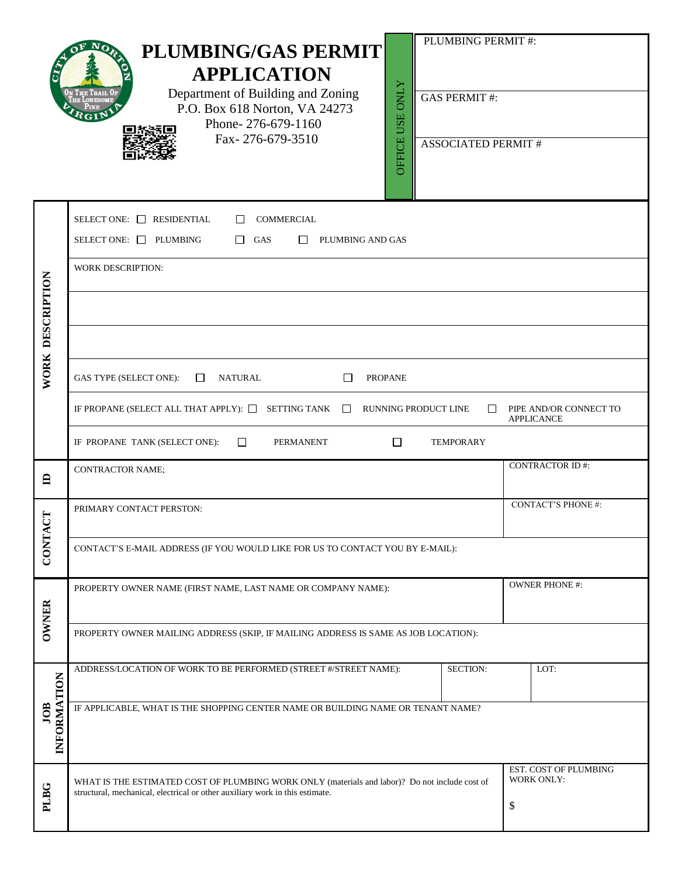# PLUMBING/GAS PERMIT APPLICATION

Department of Building and Zoning
P.O. Box 618 Norton, VA 24273
Phone- 276-679-1160
Fax- 276-679-3510

| OFFICE USE ONLY | |
|---|---|
| PLUMBING PERMIT #: | |
| GAS PERMIT #: | |
| ASSOCIATED PERMIT # | |

## WORK DESCRIPTION

SELECT ONE: ☐ RESIDENTIAL ☐ COMMERCIAL

SELECT ONE: ☐ PLUMBING ☐ GAS ☐ PLUMBING AND GAS

WORK DESCRIPTION:

GAS TYPE (SELECT ONE): ☐ NATURAL ☐ PROPANE

IF PROPANE (SELECT ALL THAT APPLY): ☐ SETTING TANK ☐ RUNNING PRODUCT LINE ☐ PIPE AND/OR CONNECT TO APPLICANCE

IF PROPANE TANK (SELECT ONE): ☐ PERMANENT ☐ TEMPORARY

## ID

| CONTRACTOR NAME; | CONTRACTOR ID #: |
|---|---|

## CONTACT

| PRIMARY CONTACT PERSTON: | CONTACT'S PHONE #: |
|---|---|
| CONTACT'S E-MAIL ADDRESS (IF YOU WOULD LIKE FOR US TO CONTACT YOU BY E-MAIL): | |

## OWNER

| PROPERTY OWNER NAME (FIRST NAME, LAST NAME OR COMPANY NAME): | OWNER PHONE #: |
|---|---|
| PROPERTY OWNER MAILING ADDRESS (SKIP, IF MAILING ADDRESS IS SAME AS JOB LOCATION): | |

## JOB INFORMATION

| ADDRESS/LOCATION OF WORK TO BE PERFORMED (STREET #/STREET NAME): | SECTION: | LOT: |
|---|---|---|
| IF APPLICABLE, WHAT IS THE SHOPPING CENTER NAME OR BUILDING NAME OR TENANT NAME? | | |

## PLBG

| WHAT IS THE ESTIMATED COST OF PLUMBING WORK ONLY (materials and labor)? Do not include cost of structural, mechanical, electrical or other auxiliary work in this estimate. | EST. COST OF PLUMBING WORK ONLY: $ |
|---|---|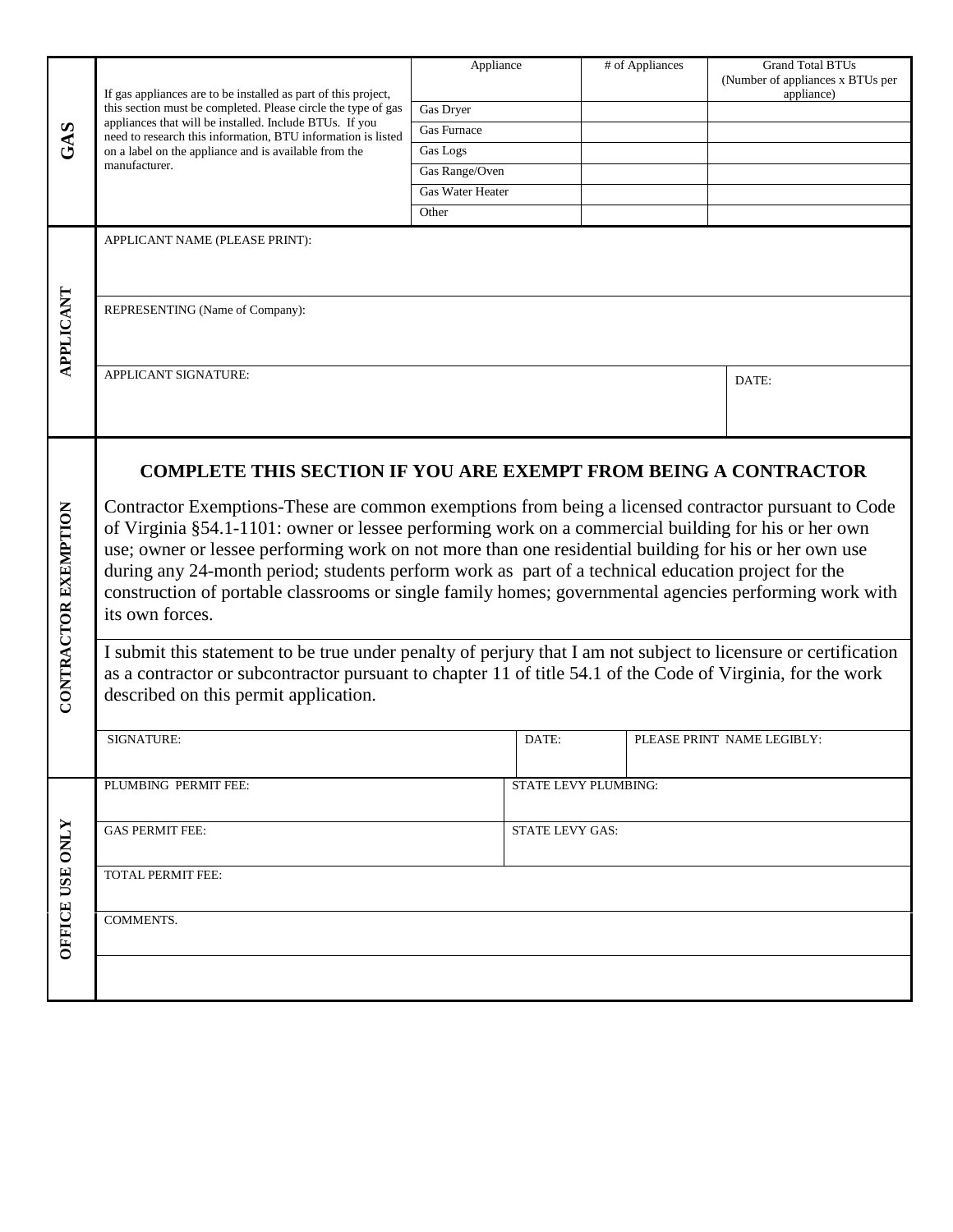## GAS

If gas appliances are to be installed as part of this project, this section must be completed. Please circle the type of gas appliances that will be installed. Include BTUs. If you need to research this information, BTU information is listed on a label on the appliance and is available from the manufacturer.

| Appliance | # of Appliances | Grand Total BTUs (Number of appliances x BTUs per appliance) |
|---|---|---|
| Gas Dryer | | |
| Gas Furnace | | |
| Gas Logs | | |
| Gas Range/Oven | | |
| Gas Water Heater | | |
| Other | | |

## APPLICANT

| | |
|---|---|
| APPLICANT NAME (PLEASE PRINT): | |
| REPRESENTING (Name of Company): | |
| APPLICANT SIGNATURE: | DATE: |

## CONTRACTOR EXEMPTION

### COMPLETE THIS SECTION IF YOU ARE EXEMPT FROM BEING A CONTRACTOR

Contractor Exemptions-These are common exemptions from being a licensed contractor pursuant to Code of Virginia §54.1-1101: owner or lessee performing work on a commercial building for his or her own use; owner or lessee performing work on not more than one residential building for his or her own use during any 24-month period; students perform work as part of a technical education project for the construction of portable classrooms or single family homes; governmental agencies performing work with its own forces.

I submit this statement to be true under penalty of perjury that I am not subject to licensure or certification as a contractor or subcontractor pursuant to chapter 11 of title 54.1 of the Code of Virginia, for the work described on this permit application.

| SIGNATURE: | DATE: | PLEASE PRINT NAME LEGIBLY: |
|---|---|---|
| | | |

## OFFICE USE ONLY

| | |
|---|---|
| PLUMBING PERMIT FEE: | STATE LEVY PLUMBING: |
| GAS PERMIT FEE: | STATE LEVY GAS: |
| TOTAL PERMIT FEE: | |
| COMMENTS. | |